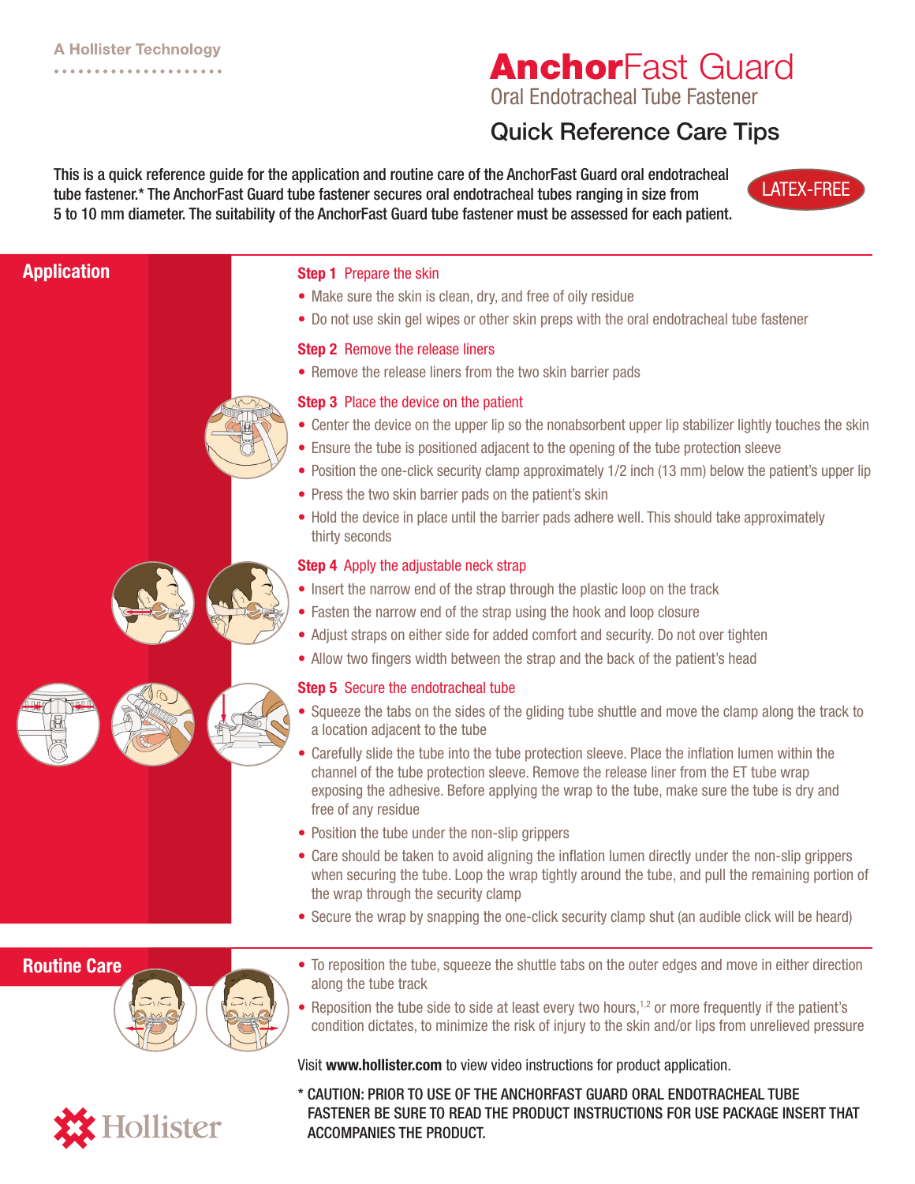A Hollister Technology

# AnchorFast Guard

## Oral Endotracheal Tube Fastener

## Quick Reference Care Tips

This is a quick reference guide for the application and routine care of the AnchorFast Guard oral endotracheal tube fastener.* The AnchorFast Guard tube fastener secures oral endotracheal tubes ranging in size from 5 to 10 mm diameter. The suitability of the AnchorFast Guard tube fastener must be assessed for each patient.

LATEX-FREE

## Application

**Step 1** Prepare the skin

- Make sure the skin is clean, dry, and free of oily residue
- Do not use skin gel wipes or other skin preps with the oral endotracheal tube fastener

**Step 2** Remove the release liners

- Remove the release liners from the two skin barrier pads

**Step 3** Place the device on the patient

- Center the device on the upper lip so the nonabsorbent upper lip stabilizer lightly touches the skin
- Ensure the tube is positioned adjacent to the opening of the tube protection sleeve
- Position the one-click security clamp approximately 1/2 inch (13 mm) below the patient's upper lip
- Press the two skin barrier pads on the patient's skin
- Hold the device in place until the barrier pads adhere well. This should take approximately thirty seconds

**Step 4** Apply the adjustable neck strap

- Insert the narrow end of the strap through the plastic loop on the track
- Fasten the narrow end of the strap using the hook and loop closure
- Adjust straps on either side for added comfort and security. Do not over tighten
- Allow two fingers width between the strap and the back of the patient's head

**Step 5** Secure the endotracheal tube

- Squeeze the tabs on the sides of the gliding tube shuttle and move the clamp along the track to a location adjacent to the tube
- Carefully slide the tube into the tube protection sleeve. Place the inflation lumen within the channel of the tube protection sleeve. Remove the release liner from the ET tube wrap exposing the adhesive. Before applying the wrap to the tube, make sure the tube is dry and free of any residue
- Position the tube under the non-slip grippers
- Care should be taken to avoid aligning the inflation lumen directly under the non-slip grippers when securing the tube. Loop the wrap tightly around the tube, and pull the remaining portion of the wrap through the security clamp
- Secure the wrap by snapping the one-click security clamp shut (an audible click will be heard)

## Routine Care

- To reposition the tube, squeeze the shuttle tabs on the outer edges and move in either direction along the tube track
- Reposition the tube side to side at least every two hours,[1,2] or more frequently if the patient's condition dictates, to minimize the risk of injury to the skin and/or lips from unrelieved pressure

Visit **www.hollister.com** to view video instructions for product application.

\* CAUTION: PRIOR TO USE OF THE ANCHORFAST GUARD ORAL ENDOTRACHEAL TUBE FASTENER BE SURE TO READ THE PRODUCT INSTRUCTIONS FOR USE PACKAGE INSERT THAT ACCOMPANIES THE PRODUCT.

Hollister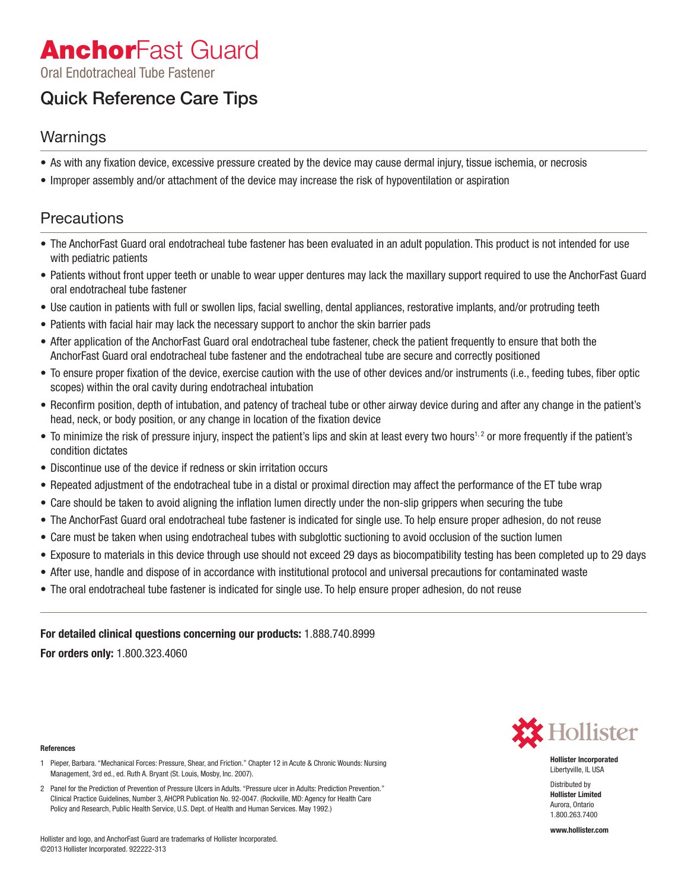# **Anchor**Fast Guard

Oral Endotracheal Tube Fastener

## Quick Reference Care Tips

### Warnings

- As with any fixation device, excessive pressure created by the device may cause dermal injury, tissue ischemia, or necrosis
- Improper assembly and/or attachment of the device may increase the risk of hypoventilation or aspiration

### Precautions

- The AnchorFast Guard oral endotracheal tube fastener has been evaluated in an adult population. This product is not intended for use with pediatric patients
- Patients without front upper teeth or unable to wear upper dentures may lack the maxillary support required to use the AnchorFast Guard oral endotracheal tube fastener
- Use caution in patients with full or swollen lips, facial swelling, dental appliances, restorative implants, and/or protruding teeth
- Patients with facial hair may lack the necessary support to anchor the skin barrier pads
- After application of the AnchorFast Guard oral endotracheal tube fastener, check the patient frequently to ensure that both the AnchorFast Guard oral endotracheal tube fastener and the endotracheal tube are secure and correctly positioned
- To ensure proper fixation of the device, exercise caution with the use of other devices and/or instruments (i.e., feeding tubes, fiber optic scopes) within the oral cavity during endotracheal intubation
- Reconfirm position, depth of intubation, and patency of tracheal tube or other airway device during and after any change in the patient's head, neck, or body position, or any change in location of the fixation device
- To minimize the risk of pressure injury, inspect the patient's lips and skin at least every two hours[1, 2] or more frequently if the patient's condition dictates
- Discontinue use of the device if redness or skin irritation occurs
- Repeated adjustment of the endotracheal tube in a distal or proximal direction may affect the performance of the ET tube wrap
- Care should be taken to avoid aligning the inflation lumen directly under the non-slip grippers when securing the tube
- The AnchorFast Guard oral endotracheal tube fastener is indicated for single use. To help ensure proper adhesion, do not reuse
- Care must be taken when using endotracheal tubes with subglottic suctioning to avoid occlusion of the suction lumen
- Exposure to materials in this device through use should not exceed 29 days as biocompatibility testing has been completed up to 29 days
- After use, handle and dispose of in accordance with institutional protocol and universal precautions for contaminated waste
- The oral endotracheal tube fastener is indicated for single use. To help ensure proper adhesion, do not reuse

**For detailed clinical questions concerning our products:** 1.888.740.8999

**For orders only:** 1.800.323.4060

**References**

1 Pieper, Barbara. "Mechanical Forces: Pressure, Shear, and Friction." Chapter 12 in Acute & Chronic Wounds: Nursing Management, 3rd ed., ed. Ruth A. Bryant (St. Louis, Mosby, Inc. 2007).

2 Panel for the Prediction of Prevention of Pressure Ulcers in Adults. "Pressure ulcer in Adults: Prediction Prevention." Clinical Practice Guidelines, Number 3, AHCPR Publication No. 92-0047. (Rockville, MD: Agency for Health Care Policy and Research, Public Health Service, U.S. Dept. of Health and Human Services. May 1992.)

Hollister

**Hollister Incorporated**
Libertyville, IL USA

Distributed by
**Hollister Limited**
Aurora, Ontario
1.800.263.7400

**www.hollister.com**

Hollister and logo, and AnchorFast Guard are trademarks of Hollister Incorporated.
©2013 Hollister Incorporated. 922222-313